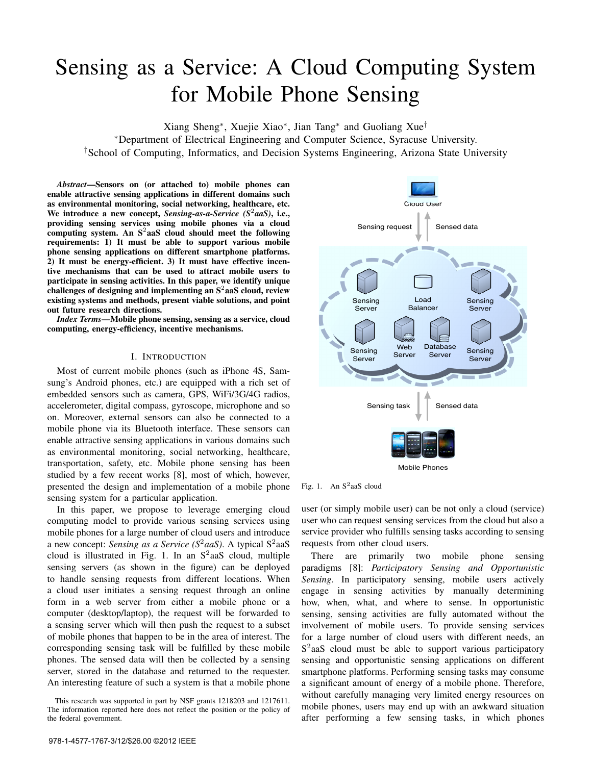# Sensing as a Service: A Cloud Computing System for Mobile Phone Sensing

Xiang Sheng*, Xuejie Xiao*, Jian Tang* and Guoliang Xue†

*Department of Electrical Engineering and Computer Science, Syracuse University.

†School of Computing, Informatics, and Decision Systems Engineering, Arizona State University

***Abstract*—Sensors on (or attached to) mobile phones can enable attractive sensing applications in different domains such as environmental monitoring, social networking, healthcare, etc. We introduce a new concept, *Sensing-as-a-Service ($S^2aaS$)*, i.e., providing sensing services using mobile phones via a cloud computing system. An $S^2$aaS cloud should meet the following requirements: 1) It must be able to support various mobile phone sensing applications on different smartphone platforms. 2) It must be energy-efficient. 3) It must have effective incentive mechanisms that can be used to attract mobile users to participate in sensing activities. In this paper, we identify unique challenges of designing and implementing an $S^2$aaS cloud, review existing systems and methods, present viable solutions, and point out future research directions.**

***Index Terms*—Mobile phone sensing, sensing as a service, cloud computing, energy-efficiency, incentive mechanisms.**

## I. Introduction

Most of current mobile phones (such as iPhone 4S, Samsung's Android phones, etc.) are equipped with a rich set of embedded sensors such as camera, GPS, WiFi/3G/4G radios, accelerometer, digital compass, gyroscope, microphone and so on. Moreover, external sensors can also be connected to a mobile phone via its Bluetooth interface. These sensors can enable attractive sensing applications in various domains such as environmental monitoring, social networking, healthcare, transportation, safety, etc. Mobile phone sensing has been studied by a few recent works [8], most of which, however, presented the design and implementation of a mobile phone sensing system for a particular application.

In this paper, we propose to leverage emerging cloud computing model to provide various sensing services using mobile phones for a large number of cloud users and introduce a new concept: *Sensing as a Service ($S^2aaS$)*. A typical $S^2$aaS cloud is illustrated in Fig. 1. In an $S^2$aaS cloud, multiple sensing servers (as shown in the figure) can be deployed to handle sensing requests from different locations. When a cloud user initiates a sensing request through an online form in a web server from either a mobile phone or a computer (desktop/laptop), the request will be forwarded to a sensing server which will then push the request to a subset of mobile phones that happen to be in the area of interest. The corresponding sensing task will be fulfilled by these mobile phones. The sensed data will then be collected by a sensing server, stored in the database and returned to the requester. An interesting feature of such a system is that a mobile phone user (or simply mobile user) can be not only a cloud (service) user who can request sensing services from the cloud but also a service provider who fulfills sensing tasks according to sensing requests from other cloud users.

Cloud User

Sensing request

Sensed data

Sensing Server

Load Balancer

Sensing Server

Sensing Server

Web Server

Database Server

Sensing Server

Sensing task

Sensed data

Mobile Phones

Fig. 1. An $S^2$aaS cloud

There are primarily two mobile phone sensing paradigms [8]: *Participatory Sensing and Opportunistic Sensing*. In participatory sensing, mobile users actively engage in sensing activities by manually determining how, when, what, and where to sense. In opportunistic sensing, sensing activities are fully automated without the involvement of mobile users. To provide sensing services for a large number of cloud users with different needs, an $S^2$aaS cloud must be able to support various participatory sensing and opportunistic sensing applications on different smartphone platforms. Performing sensing tasks may consume a significant amount of energy of a mobile phone. Therefore, without carefully managing very limited energy resources on mobile phones, users may end up with an awkward situation after performing a few sensing tasks, in which phones

This research was supported in part by NSF grants 1218203 and 1217611. The information reported here does not reflect the position or the policy of the federal government.

978-1-4577-1767-3/12/$26.00 ©2012 IEEE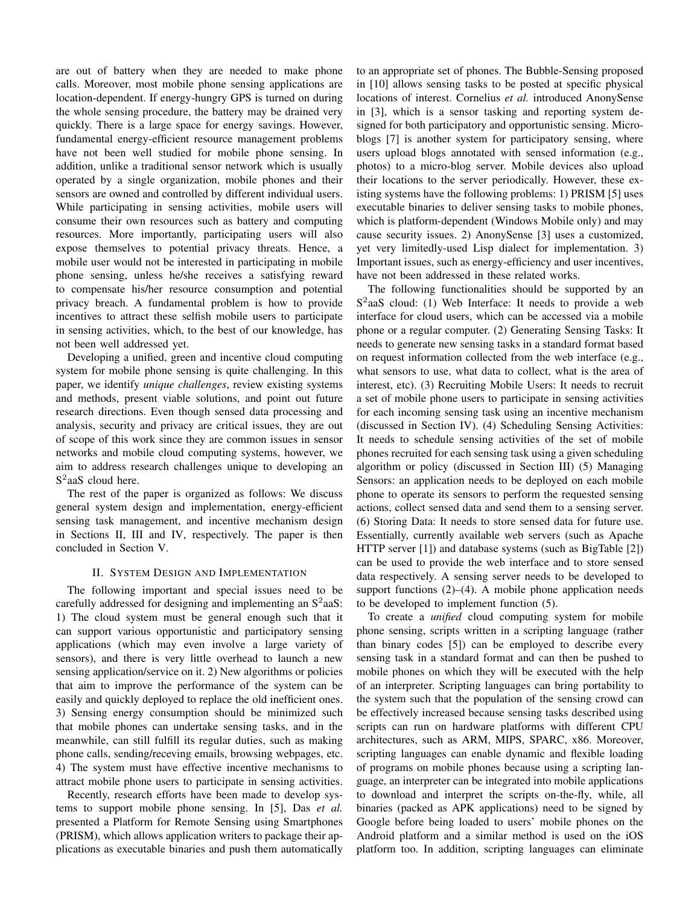are out of battery when they are needed to make phone calls. Moreover, most mobile phone sensing applications are location-dependent. If energy-hungry GPS is turned on during the whole sensing procedure, the battery may be drained very quickly. There is a large space for energy savings. However, fundamental energy-efficient resource management problems have not been well studied for mobile phone sensing. In addition, unlike a traditional sensor network which is usually operated by a single organization, mobile phones and their sensors are owned and controlled by different individual users. While participating in sensing activities, mobile users will consume their own resources such as battery and computing resources. More importantly, participating users will also expose themselves to potential privacy threats. Hence, a mobile user would not be interested in participating in mobile phone sensing, unless he/she receives a satisfying reward to compensate his/her resource consumption and potential privacy breach. A fundamental problem is how to provide incentives to attract these selfish mobile users to participate in sensing activities, which, to the best of our knowledge, has not been well addressed yet.

Developing a unified, green and incentive cloud computing system for mobile phone sensing is quite challenging. In this paper, we identify *unique challenges*, review existing systems and methods, present viable solutions, and point out future research directions. Even though sensed data processing and analysis, security and privacy are critical issues, they are out of scope of this work since they are common issues in sensor networks and mobile cloud computing systems, however, we aim to address research challenges unique to developing an S$^2$aaS cloud here.

The rest of the paper is organized as follows: We discuss general system design and implementation, energy-efficient sensing task management, and incentive mechanism design in Sections II, III and IV, respectively. The paper is then concluded in Section V.

## II. System Design and Implementation

The following important and special issues need to be carefully addressed for designing and implementing an S$^2$aaS: 1) The cloud system must be general enough such that it can support various opportunistic and participatory sensing applications (which may even involve a large variety of sensors), and there is very little overhead to launch a new sensing application/service on it. 2) New algorithms or policies that aim to improve the performance of the system can be easily and quickly deployed to replace the old inefficient ones. 3) Sensing energy consumption should be minimized such that mobile phones can undertake sensing tasks, and in the meanwhile, can still fulfill its regular duties, such as making phone calls, sending/receving emails, browsing webpages, etc. 4) The system must have effective incentive mechanisms to attract mobile phone users to participate in sensing activities.

Recently, research efforts have been made to develop systems to support mobile phone sensing. In [5], Das *et al.* presented a Platform for Remote Sensing using Smartphones (PRISM), which allows application writers to package their applications as executable binaries and push them automatically to an appropriate set of phones. The Bubble-Sensing proposed in [10] allows sensing tasks to be posted at specific physical locations of interest. Cornelius *et al.* introduced AnonySense in [3], which is a sensor tasking and reporting system designed for both participatory and opportunistic sensing. Micro-blogs [7] is another system for participatory sensing, where users upload blogs annotated with sensed information (e.g., photos) to a micro-blog server. Mobile devices also upload their locations to the server periodically. However, these existing systems have the following problems: 1) PRISM [5] uses executable binaries to deliver sensing tasks to mobile phones, which is platform-dependent (Windows Mobile only) and may cause security issues. 2) AnonySense [3] uses a customized, yet very limitedly-used Lisp dialect for implementation. 3) Important issues, such as energy-efficiency and user incentives, have not been addressed in these related works.

The following functionalities should be supported by an S$^2$aaS cloud: (1) Web Interface: It needs to provide a web interface for cloud users, which can be accessed via a mobile phone or a regular computer. (2) Generating Sensing Tasks: It needs to generate new sensing tasks in a standard format based on request information collected from the web interface (e.g., what sensors to use, what data to collect, what is the area of interest, etc). (3) Recruiting Mobile Users: It needs to recruit a set of mobile phone users to participate in sensing activities for each incoming sensing task using an incentive mechanism (discussed in Section IV). (4) Scheduling Sensing Activities: It needs to schedule sensing activities of the set of mobile phones recruited for each sensing task using a given scheduling algorithm or policy (discussed in Section III) (5) Managing Sensors: an application needs to be deployed on each mobile phone to operate its sensors to perform the requested sensing actions, collect sensed data and send them to a sensing server. (6) Storing Data: It needs to store sensed data for future use. Essentially, currently available web servers (such as Apache HTTP server [1]) and database systems (such as BigTable [2]) can be used to provide the web interface and to store sensed data respectively. A sensing server needs to be developed to support functions (2)–(4). A mobile phone application needs to be developed to implement function (5).

To create a *unified* cloud computing system for mobile phone sensing, scripts written in a scripting language (rather than binary codes [5]) can be employed to describe every sensing task in a standard format and can then be pushed to mobile phones on which they will be executed with the help of an interpreter. Scripting languages can bring portability to the system such that the population of the sensing crowd can be effectively increased because sensing tasks described using scripts can run on hardware platforms with different CPU architectures, such as ARM, MIPS, SPARC, x86. Moreover, scripting languages can enable dynamic and flexible loading of programs on mobile phones because using a scripting language, an interpreter can be integrated into mobile applications to download and interpret the scripts on-the-fly, while, all binaries (packed as APK applications) need to be signed by Google before being loaded to users' mobile phones on the Android platform and a similar method is used on the iOS platform too. In addition, scripting languages can eliminate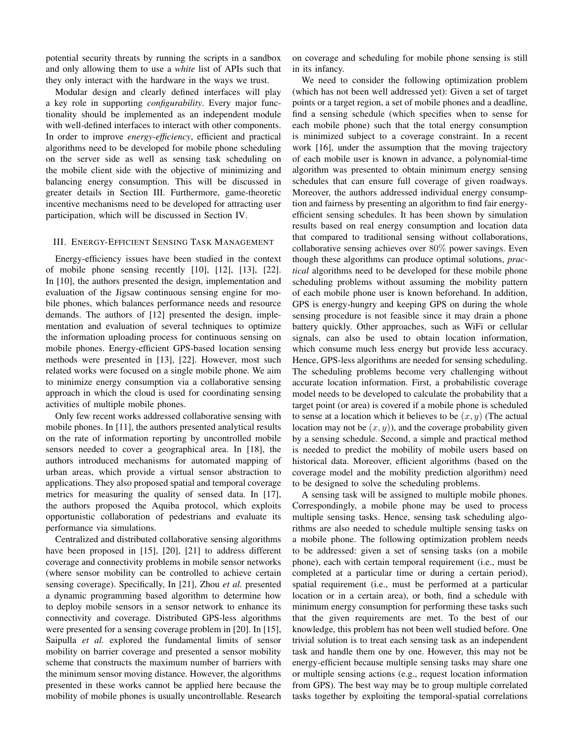potential security threats by running the scripts in a sandbox and only allowing them to use a *white* list of APIs such that they only interact with the hardware in the ways we trust.

Modular design and clearly defined interfaces will play a key role in supporting *configurability*. Every major functionality should be implemented as an independent module with well-defined interfaces to interact with other components. In order to improve *energy-efficiency*, efficient and practical algorithms need to be developed for mobile phone scheduling on the server side as well as sensing task scheduling on the mobile client side with the objective of minimizing and balancing energy consumption. This will be discussed in greater details in Section III. Furthermore, game-theoretic incentive mechanisms need to be developed for attracting user participation, which will be discussed in Section IV.

## III. Energy-Efficient Sensing Task Management

Energy-efficiency issues have been studied in the context of mobile phone sensing recently [10], [12], [13], [22]. In [10], the authors presented the design, implementation and evaluation of the Jigsaw continuous sensing engine for mobile phones, which balances performance needs and resource demands. The authors of [12] presented the design, implementation and evaluation of several techniques to optimize the information uploading process for continuous sensing on mobile phones. Energy-efficient GPS-based location sensing methods were presented in [13], [22]. However, most such related works were focused on a single mobile phone. We aim to minimize energy consumption via a collaborative sensing approach in which the cloud is used for coordinating sensing activities of multiple mobile phones.

Only few recent works addressed collaborative sensing with mobile phones. In [11], the authors presented analytical results on the rate of information reporting by uncontrolled mobile sensors needed to cover a geographical area. In [18], the authors introduced mechanisms for automated mapping of urban areas, which provide a virtual sensor abstraction to applications. They also proposed spatial and temporal coverage metrics for measuring the quality of sensed data. In [17], the authors proposed the Aquiba protocol, which exploits opportunistic collaboration of pedestrians and evaluate its performance via simulations.

Centralized and distributed collaborative sensing algorithms have been proposed in [15], [20], [21] to address different coverage and connectivity problems in mobile sensor networks (where sensor mobility can be controlled to achieve certain sensing coverage). Specifically, In [21], Zhou *et al.* presented a dynamic programming based algorithm to determine how to deploy mobile sensors in a sensor network to enhance its connectivity and coverage. Distributed GPS-less algorithms were presented for a sensing coverage problem in [20]. In [15], Saipulla *et al.* explored the fundamental limits of sensor mobility on barrier coverage and presented a sensor mobility scheme that constructs the maximum number of barriers with the minimum sensor moving distance. However, the algorithms presented in these works cannot be applied here because the mobility of mobile phones is usually uncontrollable. Research on coverage and scheduling for mobile phone sensing is still in its infancy.

We need to consider the following optimization problem (which has not been well addressed yet): Given a set of target points or a target region, a set of mobile phones and a deadline, find a sensing schedule (which specifies when to sense for each mobile phone) such that the total energy consumption is minimized subject to a coverage constraint. In a recent work [16], under the assumption that the moving trajectory of each mobile user is known in advance, a polynomial-time algorithm was presented to obtain minimum energy sensing schedules that can ensure full coverage of given roadways. Moreover, the authors addressed individual energy consumption and fairness by presenting an algorithm to find fair energy-efficient sensing schedules. It has been shown by simulation results based on real energy consumption and location data that compared to traditional sensing without collaborations, collaborative sensing achieves over $80\%$ power savings. Even though these algorithms can produce optimal solutions, *practical* algorithms need to be developed for these mobile phone scheduling problems without assuming the mobility pattern of each mobile phone user is known beforehand. In addition, GPS is energy-hungry and keeping GPS on during the whole sensing procedure is not feasible since it may drain a phone battery quickly. Other approaches, such as WiFi or cellular signals, can also be used to obtain location information, which consume much less energy but provide less accuracy. Hence, GPS-less algorithms are needed for sensing scheduling. The scheduling problems become very challenging without accurate location information. First, a probabilistic coverage model needs to be developed to calculate the probability that a target point (or area) is covered if a mobile phone is scheduled to sense at a location which it believes to be $(x, y)$ (The actual location may not be $(x, y)$), and the coverage probability given by a sensing schedule. Second, a simple and practical method is needed to predict the mobility of mobile users based on historical data. Moreover, efficient algorithms (based on the coverage model and the mobility prediction algorithm) need to be designed to solve the scheduling problems.

A sensing task will be assigned to multiple mobile phones. Correspondingly, a mobile phone may be used to process multiple sensing tasks. Hence, sensing task scheduling algorithms are also needed to schedule multiple sensing tasks on a mobile phone. The following optimization problem needs to be addressed: given a set of sensing tasks (on a mobile phone), each with certain temporal requirement (i.e., must be completed at a particular time or during a certain period), spatial requirement (i.e., must be performed at a particular location or in a certain area), or both, find a schedule with minimum energy consumption for performing these tasks such that the given requirements are met. To the best of our knowledge, this problem has not been well studied before. One trivial solution is to treat each sensing task as an independent task and handle them one by one. However, this may not be energy-efficient because multiple sensing tasks may share one or multiple sensing actions (e.g., request location information from GPS). The best way may be to group multiple correlated tasks together by exploiting the temporal-spatial correlations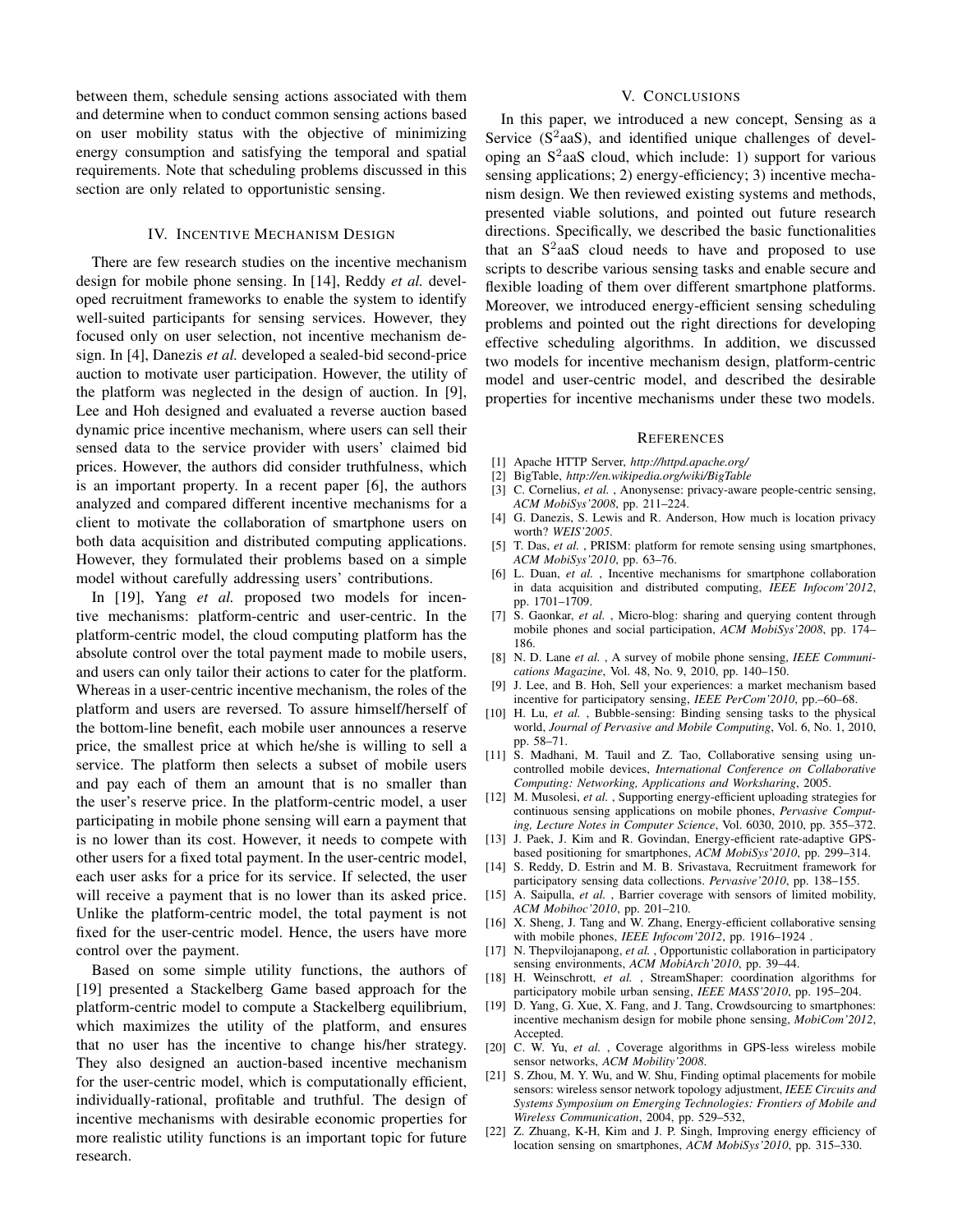between them, schedule sensing actions associated with them and determine when to conduct common sensing actions based on user mobility status with the objective of minimizing energy consumption and satisfying the temporal and spatial requirements. Note that scheduling problems discussed in this section are only related to opportunistic sensing.

## IV. Incentive Mechanism Design

There are few research studies on the incentive mechanism design for mobile phone sensing. In [14], Reddy *et al.* developed recruitment frameworks to enable the system to identify well-suited participants for sensing services. However, they focused only on user selection, not incentive mechanism design. In [4], Danezis *et al.* developed a sealed-bid second-price auction to motivate user participation. However, the utility of the platform was neglected in the design of auction. In [9], Lee and Hoh designed and evaluated a reverse auction based dynamic price incentive mechanism, where users can sell their sensed data to the service provider with users' claimed bid prices. However, the authors did consider truthfulness, which is an important property. In a recent paper [6], the authors analyzed and compared different incentive mechanisms for a client to motivate the collaboration of smartphone users on both data acquisition and distributed computing applications. However, they formulated their problems based on a simple model without carefully addressing users' contributions.

In [19], Yang *et al.* proposed two models for incentive mechanisms: platform-centric and user-centric. In the platform-centric model, the cloud computing platform has the absolute control over the total payment made to mobile users, and users can only tailor their actions to cater for the platform. Whereas in a user-centric incentive mechanism, the roles of the platform and users are reversed. To assure himself/herself of the bottom-line benefit, each mobile user announces a reserve price, the smallest price at which he/she is willing to sell a service. The platform then selects a subset of mobile users and pay each of them an amount that is no smaller than the user's reserve price. In the platform-centric model, a user participating in mobile phone sensing will earn a payment that is no lower than its cost. However, it needs to compete with other users for a fixed total payment. In the user-centric model, each user asks for a price for its service. If selected, the user will receive a payment that is no lower than its asked price. Unlike the platform-centric model, the total payment is not fixed for the user-centric model. Hence, the users have more control over the payment.

Based on some simple utility functions, the authors of [19] presented a Stackelberg Game based approach for the platform-centric model to compute a Stackelberg equilibrium, which maximizes the utility of the platform, and ensures that no user has the incentive to change his/her strategy. They also designed an auction-based incentive mechanism for the user-centric model, which is computationally efficient, individually-rational, profitable and truthful. The design of incentive mechanisms with desirable economic properties for more realistic utility functions is an important topic for future research.

## V. Conclusions

In this paper, we introduced a new concept, Sensing as a Service (S$^2$aaS), and identified unique challenges of developing an S$^2$aaS cloud, which include: 1) support for various sensing applications; 2) energy-efficiency; 3) incentive mechanism design. We then reviewed existing systems and methods, presented viable solutions, and pointed out future research directions. Specifically, we described the basic functionalities that an S$^2$aaS cloud needs to have and proposed to use scripts to describe various sensing tasks and enable secure and flexible loading of them over different smartphone platforms. Moreover, we introduced energy-efficient sensing scheduling problems and pointed out the right directions for developing effective scheduling algorithms. In addition, we discussed two models for incentive mechanism design, platform-centric model and user-centric model, and described the desirable properties for incentive mechanisms under these two models.

## References

[1] Apache HTTP Server, *http://httpd.apache.org/*

[2] BigTable, *http://en.wikipedia.org/wiki/BigTable*

[3] C. Cornelius, *et al.* , Anonysense: privacy-aware people-centric sensing, *ACM MobiSys'2008*, pp. 211–224.

[4] G. Danezis, S. Lewis and R. Anderson, How much is location privacy worth? *WEIS'2005*.

[5] T. Das, *et al.* , PRISM: platform for remote sensing using smartphones, *ACM MobiSys'2010*, pp. 63–76.

[6] L. Duan, *et al.* , Incentive mechanisms for smartphone collaboration in data acquisition and distributed computing, *IEEE Infocom'2012*, pp. 1701–1709.

[7] S. Gaonkar, *et al.* , Micro-blog: sharing and querying content through mobile phones and social participation, *ACM MobiSys'2008*, pp. 174–186.

[8] N. D. Lane *et al.* , A survey of mobile phone sensing, *IEEE Communications Magazine*, Vol. 48, No. 9, 2010, pp. 140–150.

[9] J. Lee, and B. Hoh, Sell your experiences: a market mechanism based incentive for participatory sensing, *IEEE PerCom'2010*, pp.–60–68.

[10] H. Lu, *et al.* , Bubble-sensing: Binding sensing tasks to the physical world, *Journal of Pervasive and Mobile Computing*, Vol. 6, No. 1, 2010, pp. 58–71.

[11] S. Madhani, M. Tauil and Z. Tao, Collaborative sensing using uncontrolled mobile devices, *International Conference on Collaborative Computing: Networking, Applications and Worksharing*, 2005.

[12] M. Musolesi, *et al.* , Supporting energy-efficient uploading strategies for continuous sensing applications on mobile phones, *Pervasive Computing, Lecture Notes in Computer Science*, Vol. 6030, 2010, pp. 355–372.

[13] J. Paek, J. Kim and R. Govindan, Energy-efficient rate-adaptive GPS-based positioning for smartphones, *ACM MobiSys'2010*, pp. 299–314.

[14] S. Reddy, D. Estrin and M. B. Srivastava, Recruitment framework for participatory sensing data collections. *Pervasive'2010*, pp. 138–155.

[15] A. Saipulla, *et al.* , Barrier coverage with sensors of limited mobility, *ACM Mobihoc'2010*, pp. 201–210.

[16] X. Sheng, J. Tang and W. Zhang, Energy-efficient collaborative sensing with mobile phones, *IEEE Infocom'2012*, pp. 1916–1924 .

[17] N. Thepvilojanapong, *et al.* , Opportunistic collaboration in participatory sensing environments, *ACM MobiArch'2010*, pp. 39–44.

[18] H. Weinschrott, *et al.* , StreamShaper: coordination algorithms for participatory mobile urban sensing, *IEEE MASS'2010*, pp. 195–204.

[19] D. Yang, G. Xue, X. Fang, and J. Tang, Crowdsourcing to smartphones: incentive mechanism design for mobile phone sensing, *MobiCom'2012*, Accepted.

[20] C. W. Yu, *et al.* , Coverage algorithms in GPS-less wireless mobile sensor networks, *ACM Mobility'2008*.

[21] S. Zhou, M. Y. Wu, and W. Shu, Finding optimal placements for mobile sensors: wireless sensor network topology adjustment, *IEEE Circuits and Systems Symposium on Emerging Technologies: Frontiers of Mobile and Wireless Communication*, 2004, pp. 529–532,

[22] Z. Zhuang, K-H, Kim and J. P. Singh, Improving energy efficiency of location sensing on smartphones, *ACM MobiSys'2010*, pp. 315–330.